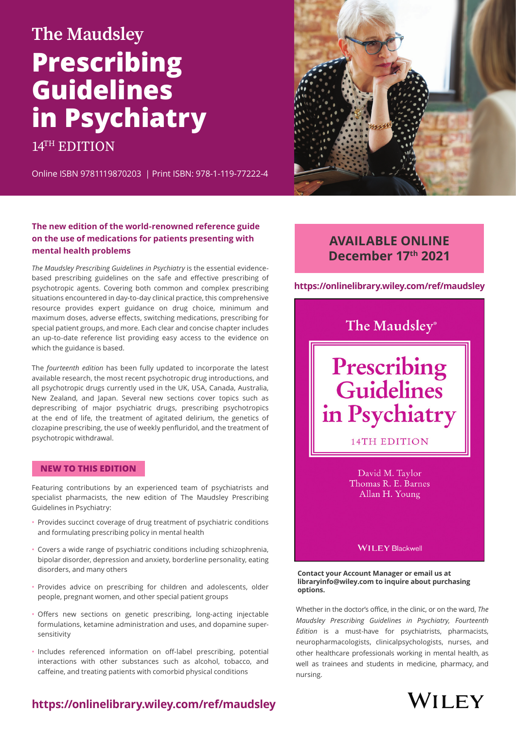# The Maudsley Prescribing Guidelines in Psychiatry

14TH EDITION

Online ISBN 9781119870203 | Print ISBN: 978-1-119-77222-4

**The new edition of the world-renowned reference guide on the use of medications for patients presenting with mental health problems**

*The Maudsley Prescribing Guidelines in Psychiatry* is the essential evidence-based prescribing guidelines on the safe and effective prescribing of psychotropic agents. Covering both common and complex prescribing situations encountered in day-to-day clinical practice, this comprehensive resource provides expert guidance on drug choice, minimum and maximum doses, adverse effects, switching medications, prescribing for special patient groups, and more. Each clear and concise chapter includes an up-to-date reference list providing easy access to the evidence on which the guidance is based.

The *fourteenth edition* has been fully updated to incorporate the latest available research, the most recent psychotropic drug introductions, and all psychotropic drugs currently used in the UK, USA, Canada, Australia, New Zealand, and Japan. Several new sections cover topics such as deprescribing of major psychiatric drugs, prescribing psychotropics at the end of life, the treatment of agitated delirium, the genetics of clozapine prescribing, the use of weekly penfluridol, and the treatment of psychotropic withdrawal.

## NEW TO THIS EDITION

Featuring contributions by an experienced team of psychiatrists and specialist pharmacists, the new edition of The Maudsley Prescribing Guidelines in Psychiatry:

- Provides succinct coverage of drug treatment of psychiatric conditions and formulating prescribing policy in mental health
- Covers a wide range of psychiatric conditions including schizophrenia, bipolar disorder, depression and anxiety, borderline personality, eating disorders, and many others
- Provides advice on prescribing for children and adolescents, older people, pregnant women, and other special patient groups
- Offers new sections on genetic prescribing, long-acting injectable formulations, ketamine administration and uses, and dopamine super-sensitivity
- Includes referenced information on off-label prescribing, potential interactions with other substances such as alcohol, tobacco, and caffeine, and treating patients with comorbid physical conditions

## AVAILABLE ONLINE December 17th 2021

**https://onlinelibrary.wiley.com/ref/maudsley**

The Maudsley®

Prescribing Guidelines in Psychiatry

14TH EDITION

David M. Taylor
Thomas R. E. Barnes
Allan H. Young

WILEY Blackwell

**Contact your Account Manager or email us at libraryinfo@wiley.com to inquire about purchasing options.**

Whether in the doctor's office, in the clinic, or on the ward, *The Maudsley Prescribing Guidelines in Psychiatry, Fourteenth Edition* is a must-have for psychiatrists, pharmacists, neuropharmacologists, clinicalpsychologists, nurses, and other healthcare professionals working in mental health, as well as trainees and students in medicine, pharmacy, and nursing.

**https://onlinelibrary.wiley.com/ref/maudsley**

WILEY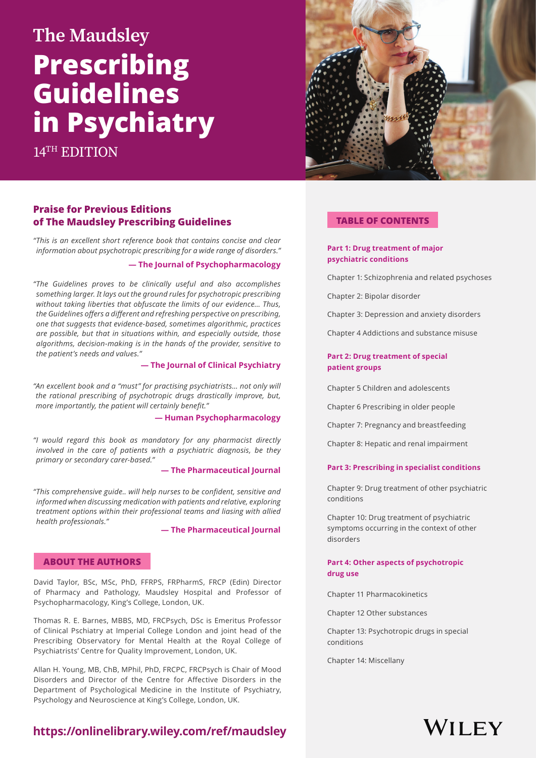# The Maudsley
# Prescribing Guidelines in Psychiatry

14TH EDITION

## Praise for Previous Editions of The Maudsley Prescribing Guidelines

*"This is an excellent short reference book that contains concise and clear information about psychotropic prescribing for a wide range of disorders."*

**— The Journal of Psychopharmacology**

*"The Guidelines proves to be clinically useful and also accomplishes something larger. It lays out the ground rules for psychotropic prescribing without taking liberties that obfuscate the limits of our evidence... Thus, the Guidelines offers a different and refreshing perspective on prescribing, one that suggests that evidence-based, sometimes algorithmic, practices are possible, but that in situations within, and especially outside, those algorithms, decision-making is in the hands of the provider, sensitive to the patient's needs and values."*

**— The Journal of Clinical Psychiatry**

*"An excellent book and a "must" for practising psychiatrists... not only will the rational prescribing of psychotropic drugs drastically improve, but, more importantly, the patient will certainly benefit."*

**— Human Psychopharmacology**

*"I would regard this book as mandatory for any pharmacist directly involved in the care of patients with a psychiatric diagnosis, be they primary or secondary carer-based."*

**— The Pharmaceutical Journal**

*"This comprehensive guide.. will help nurses to be confident, sensitive and informed when discussing medication with patients and relative, exploring treatment options within their professional teams and liasing with allied health professionals."*

**— The Pharmaceutical Journal**

## ABOUT THE AUTHORS

David Taylor, BSc, MSc, PhD, FFRPS, FRPharmS, FRCP (Edin) Director of Pharmacy and Pathology, Maudsley Hospital and Professor of Psychopharmacology, King's College, London, UK.

Thomas R. E. Barnes, MBBS, MD, FRCPsych, DSc is Emeritus Professor of Clinical Pschiatry at Imperial College London and joint head of the Prescribing Observatory for Mental Health at the Royal College of Psychiatrists' Centre for Quality Improvement, London, UK.

Allan H. Young, MB, ChB, MPhil, PhD, FRCPC, FRCPsych is Chair of Mood Disorders and Director of the Centre for Affective Disorders in the Department of Psychological Medicine in the Institute of Psychiatry, Psychology and Neuroscience at King's College, London, UK.

## TABLE OF CONTENTS

**Part 1: Drug treatment of major psychiatric conditions**

Chapter 1: Schizophrenia and related psychoses

Chapter 2: Bipolar disorder

Chapter 3: Depression and anxiety disorders

Chapter 4 Addictions and substance misuse

**Part 2: Drug treatment of special patient groups**

Chapter 5 Children and adolescents

Chapter 6 Prescribing in older people

Chapter 7: Pregnancy and breastfeeding

Chapter 8: Hepatic and renal impairment

**Part 3: Prescribing in specialist conditions**

Chapter 9: Drug treatment of other psychiatric conditions

Chapter 10: Drug treatment of psychiatric symptoms occurring in the context of other disorders

**Part 4: Other aspects of psychotropic drug use**

Chapter 11 Pharmacokinetics

Chapter 12 Other substances

Chapter 13: Psychotropic drugs in special conditions

Chapter 14: Miscellany

**https://onlinelibrary.wiley.com/ref/maudsley**

WILEY